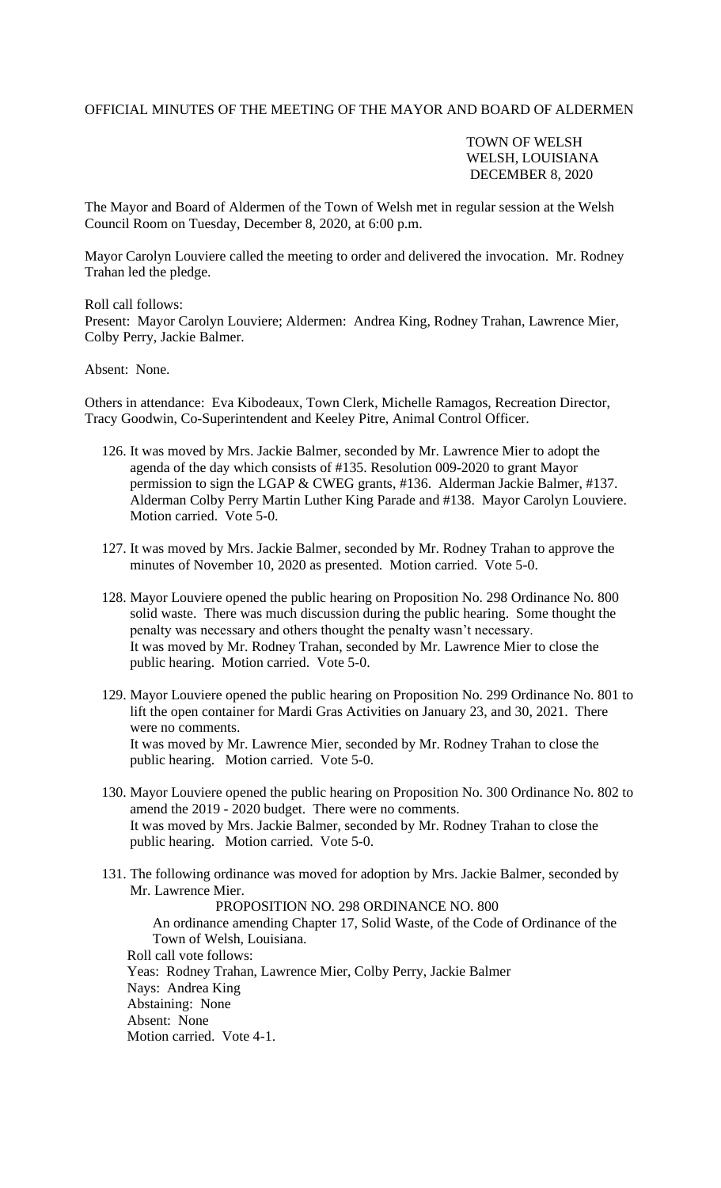OFFICIAL MINUTES OF THE MEETING OF THE MAYOR AND BOARD OF ALDERMEN

TOWN OF WELSH
WELSH, LOUISIANA
DECEMBER 8, 2020

The Mayor and Board of Aldermen of the Town of Welsh met in regular session at the Welsh Council Room on Tuesday, December 8, 2020, at 6:00 p.m.

Mayor Carolyn Louviere called the meeting to order and delivered the invocation. Mr. Rodney Trahan led the pledge.

Roll call follows:
Present: Mayor Carolyn Louviere; Aldermen: Andrea King, Rodney Trahan, Lawrence Mier, Colby Perry, Jackie Balmer.

Absent: None.

Others in attendance: Eva Kibodeaux, Town Clerk, Michelle Ramagos, Recreation Director, Tracy Goodwin, Co-Superintendent and Keeley Pitre, Animal Control Officer.

126. It was moved by Mrs. Jackie Balmer, seconded by Mr. Lawrence Mier to adopt the agenda of the day which consists of #135. Resolution 009-2020 to grant Mayor permission to sign the LGAP & CWEG grants, #136. Alderman Jackie Balmer, #137. Alderman Colby Perry Martin Luther King Parade and #138. Mayor Carolyn Louviere. Motion carried. Vote 5-0.

127. It was moved by Mrs. Jackie Balmer, seconded by Mr. Rodney Trahan to approve the minutes of November 10, 2020 as presented. Motion carried. Vote 5-0.

128. Mayor Louviere opened the public hearing on Proposition No. 298 Ordinance No. 800 solid waste. There was much discussion during the public hearing. Some thought the penalty was necessary and others thought the penalty wasn't necessary.
It was moved by Mr. Rodney Trahan, seconded by Mr. Lawrence Mier to close the public hearing. Motion carried. Vote 5-0.

129. Mayor Louviere opened the public hearing on Proposition No. 299 Ordinance No. 801 to lift the open container for Mardi Gras Activities on January 23, and 30, 2021. There were no comments.
It was moved by Mr. Lawrence Mier, seconded by Mr. Rodney Trahan to close the public hearing. Motion carried. Vote 5-0.

130. Mayor Louviere opened the public hearing on Proposition No. 300 Ordinance No. 802 to amend the 2019 - 2020 budget. There were no comments.
It was moved by Mrs. Jackie Balmer, seconded by Mr. Rodney Trahan to close the public hearing. Motion carried. Vote 5-0.

131. The following ordinance was moved for adoption by Mrs. Jackie Balmer, seconded by Mr. Lawrence Mier.

PROPOSITION NO. 298 ORDINANCE NO. 800

An ordinance amending Chapter 17, Solid Waste, of the Code of Ordinance of the Town of Welsh, Louisiana.

Roll call vote follows:
Yeas: Rodney Trahan, Lawrence Mier, Colby Perry, Jackie Balmer
Nays: Andrea King
Abstaining: None
Absent: None
Motion carried. Vote 4-1.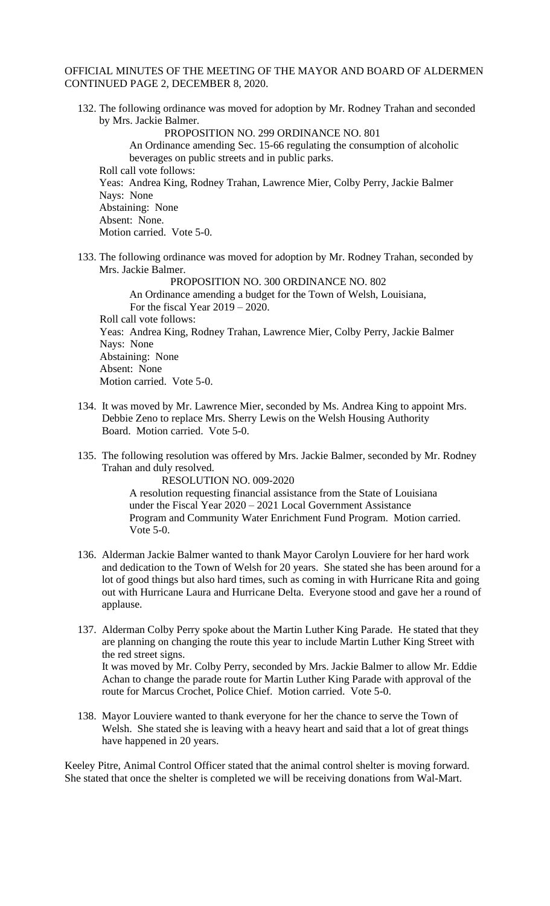OFFICIAL MINUTES OF THE MEETING OF THE MAYOR AND BOARD OF ALDERMEN CONTINUED PAGE 2, DECEMBER 8, 2020.

132. The following ordinance was moved for adoption by Mr. Rodney Trahan and seconded by Mrs. Jackie Balmer.

    PROPOSITION NO. 299 ORDINANCE NO. 801

    An Ordinance amending Sec. 15-66 regulating the consumption of alcoholic beverages on public streets and in public parks.

    Roll call vote follows:
    Yeas: Andrea King, Rodney Trahan, Lawrence Mier, Colby Perry, Jackie Balmer
    Nays: None
    Abstaining: None
    Absent: None.
    Motion carried. Vote 5-0.

133. The following ordinance was moved for adoption by Mr. Rodney Trahan, seconded by Mrs. Jackie Balmer.

    PROPOSITION NO. 300 ORDINANCE NO. 802

    An Ordinance amending a budget for the Town of Welsh, Louisiana, For the fiscal Year 2019 – 2020.

    Roll call vote follows:
    Yeas: Andrea King, Rodney Trahan, Lawrence Mier, Colby Perry, Jackie Balmer
    Nays: None
    Abstaining: None
    Absent: None
    Motion carried. Vote 5-0.

134. It was moved by Mr. Lawrence Mier, seconded by Ms. Andrea King to appoint Mrs. Debbie Zeno to replace Mrs. Sherry Lewis on the Welsh Housing Authority Board. Motion carried. Vote 5-0.

135. The following resolution was offered by Mrs. Jackie Balmer, seconded by Mr. Rodney Trahan and duly resolved.

    RESOLUTION NO. 009-2020

    A resolution requesting financial assistance from the State of Louisiana under the Fiscal Year 2020 – 2021 Local Government Assistance Program and Community Water Enrichment Fund Program. Motion carried. Vote 5-0.

136. Alderman Jackie Balmer wanted to thank Mayor Carolyn Louviere for her hard work and dedication to the Town of Welsh for 20 years. She stated she has been around for a lot of good things but also hard times, such as coming in with Hurricane Rita and going out with Hurricane Laura and Hurricane Delta. Everyone stood and gave her a round of applause.

137. Alderman Colby Perry spoke about the Martin Luther King Parade. He stated that they are planning on changing the route this year to include Martin Luther King Street with the red street signs.
    It was moved by Mr. Colby Perry, seconded by Mrs. Jackie Balmer to allow Mr. Eddie Achan to change the parade route for Martin Luther King Parade with approval of the route for Marcus Crochet, Police Chief. Motion carried. Vote 5-0.

138. Mayor Louviere wanted to thank everyone for her the chance to serve the Town of Welsh. She stated she is leaving with a heavy heart and said that a lot of great things have happened in 20 years.

Keeley Pitre, Animal Control Officer stated that the animal control shelter is moving forward. She stated that once the shelter is completed we will be receiving donations from Wal-Mart.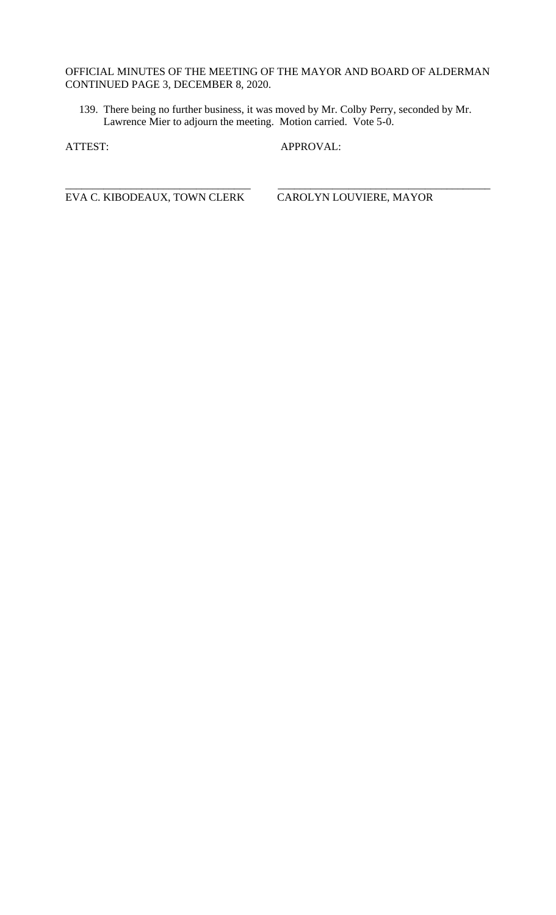OFFICIAL MINUTES OF THE MEETING OF THE MAYOR AND BOARD OF ALDERMAN CONTINUED PAGE 3, DECEMBER 8, 2020.

139. There being no further business, it was moved by Mr. Colby Perry, seconded by Mr. Lawrence Mier to adjourn the meeting. Motion carried. Vote 5-0.

ATTEST: APPROVAL:

\_\_\_\_\_\_\_\_\_\_\_\_\_\_\_\_\_\_\_\_\_\_\_\_\_\_\_\_\_\_\_\_\_\_ \_\_\_\_\_\_\_\_\_\_\_\_\_\_\_\_\_\_\_\_\_\_\_\_\_\_\_\_\_\_\_\_\_\_\_\_\_\_\_\_

EVA C. KIBODEAUX, TOWN CLERK CAROLYN LOUVIERE, MAYOR